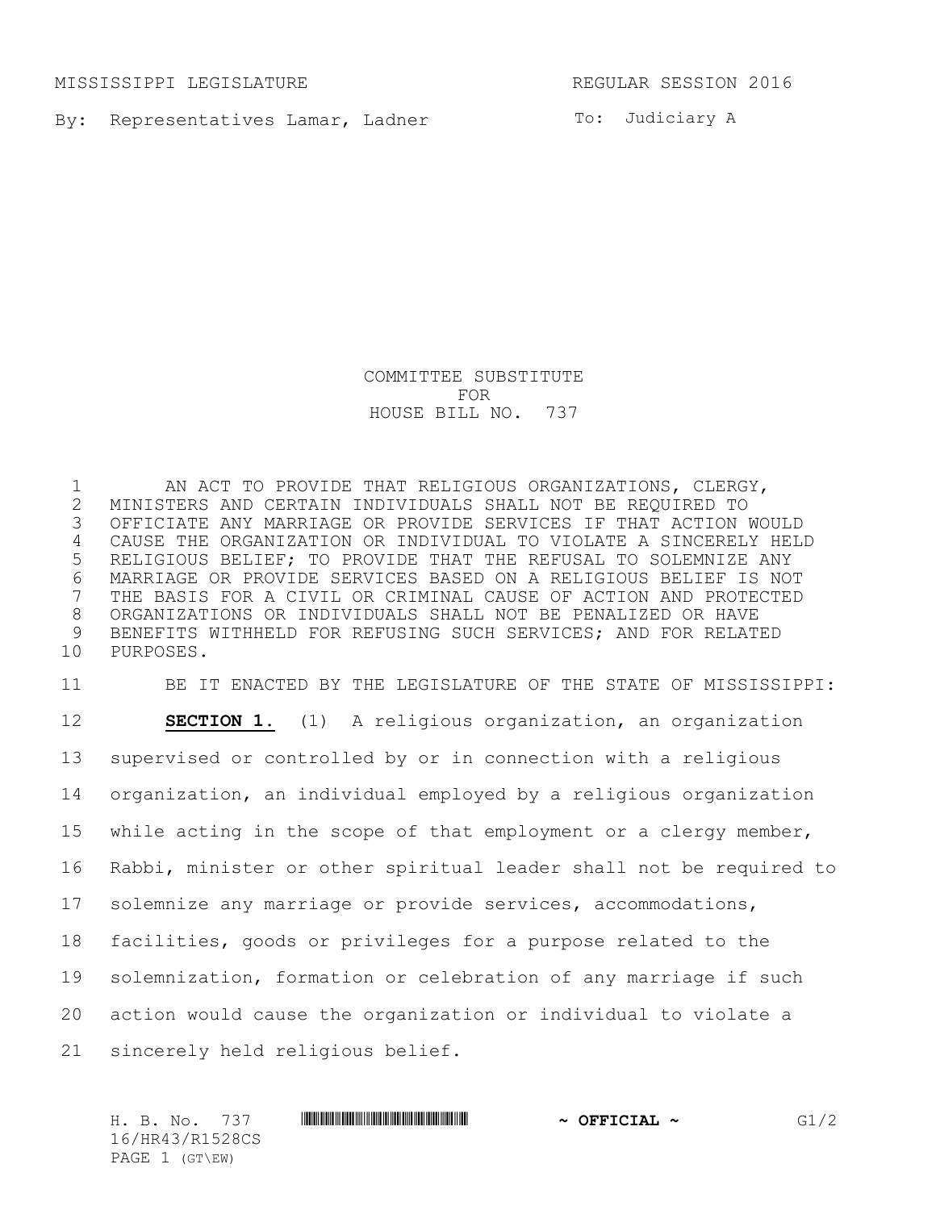MISSISSIPPI LEGISLATURE REGULAR SESSION 2016

By: Representatives Lamar, Ladner

To: Judiciary A

# COMMITTEE SUBSTITUTE FOR HOUSE BILL NO. 737

AN ACT TO PROVIDE THAT RELIGIOUS ORGANIZATIONS, CLERGY, MINISTERS AND CERTAIN INDIVIDUALS SHALL NOT BE REQUIRED TO OFFICIATE ANY MARRIAGE OR PROVIDE SERVICES IF THAT ACTION WOULD CAUSE THE ORGANIZATION OR INDIVIDUAL TO VIOLATE A SINCERELY HELD RELIGIOUS BELIEF; TO PROVIDE THAT THE REFUSAL TO SOLEMNIZE ANY MARRIAGE OR PROVIDE SERVICES BASED ON A RELIGIOUS BELIEF IS NOT THE BASIS FOR A CIVIL OR CRIMINAL CAUSE OF ACTION AND PROTECTED ORGANIZATIONS OR INDIVIDUALS SHALL NOT BE PENALIZED OR HAVE BENEFITS WITHHELD FOR REFUSING SUCH SERVICES; AND FOR RELATED PURPOSES.

BE IT ENACTED BY THE LEGISLATURE OF THE STATE OF MISSISSIPPI:

**SECTION 1.** (1) A religious organization, an organization supervised or controlled by or in connection with a religious organization, an individual employed by a religious organization while acting in the scope of that employment or a clergy member, Rabbi, minister or other spiritual leader shall not be required to solemnize any marriage or provide services, accommodations, facilities, goods or privileges for a purpose related to the solemnization, formation or celebration of any marriage if such action would cause the organization or individual to violate a sincerely held religious belief.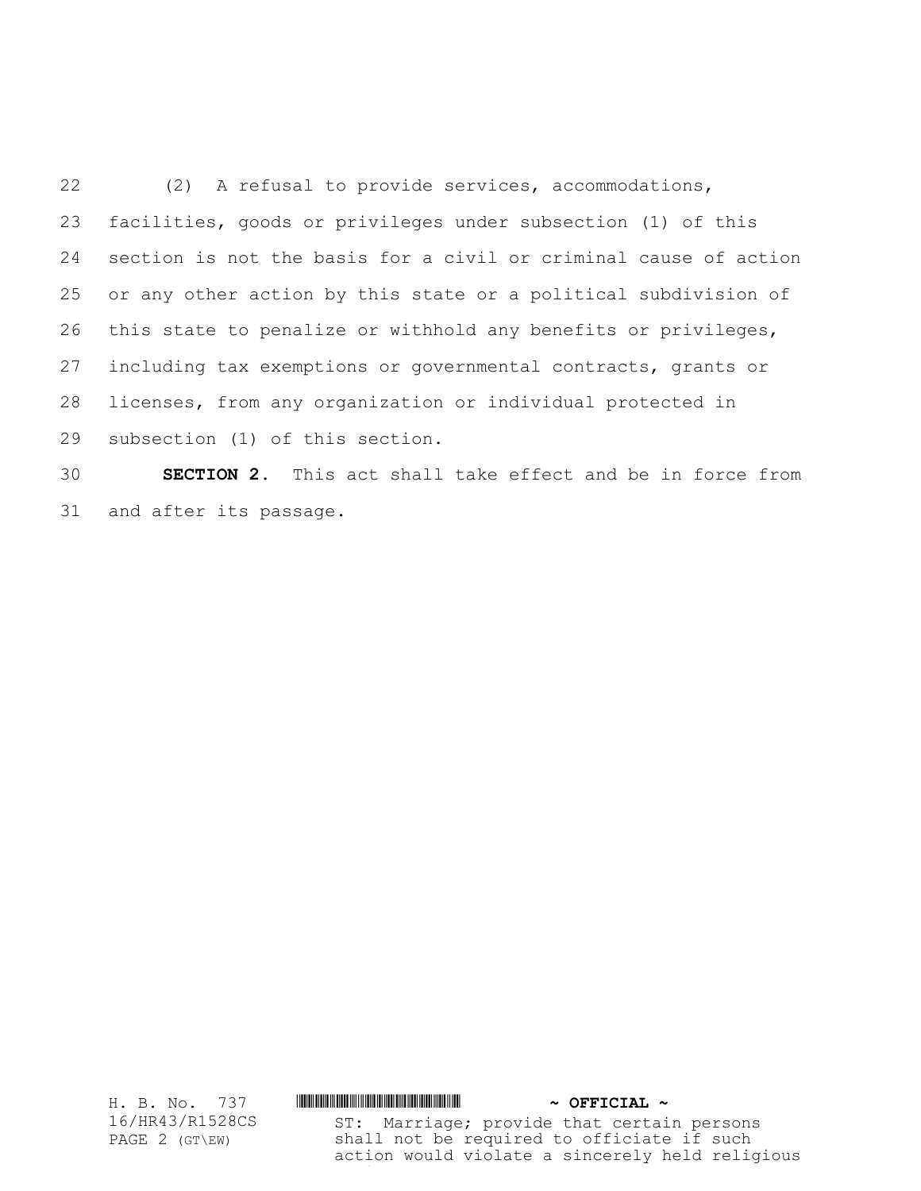(2) A refusal to provide services, accommodations, facilities, goods or privileges under subsection (1) of this section is not the basis for a civil or criminal cause of action or any other action by this state or a political subdivision of this state to penalize or withhold any benefits or privileges, including tax exemptions or governmental contracts, grants or licenses, from any organization or individual protected in subsection (1) of this section.

**SECTION 2.** This act shall take effect and be in force from and after its passage.

ST: Marriage; provide that certain persons shall not be required to officiate if such action would violate a sincerely held religious